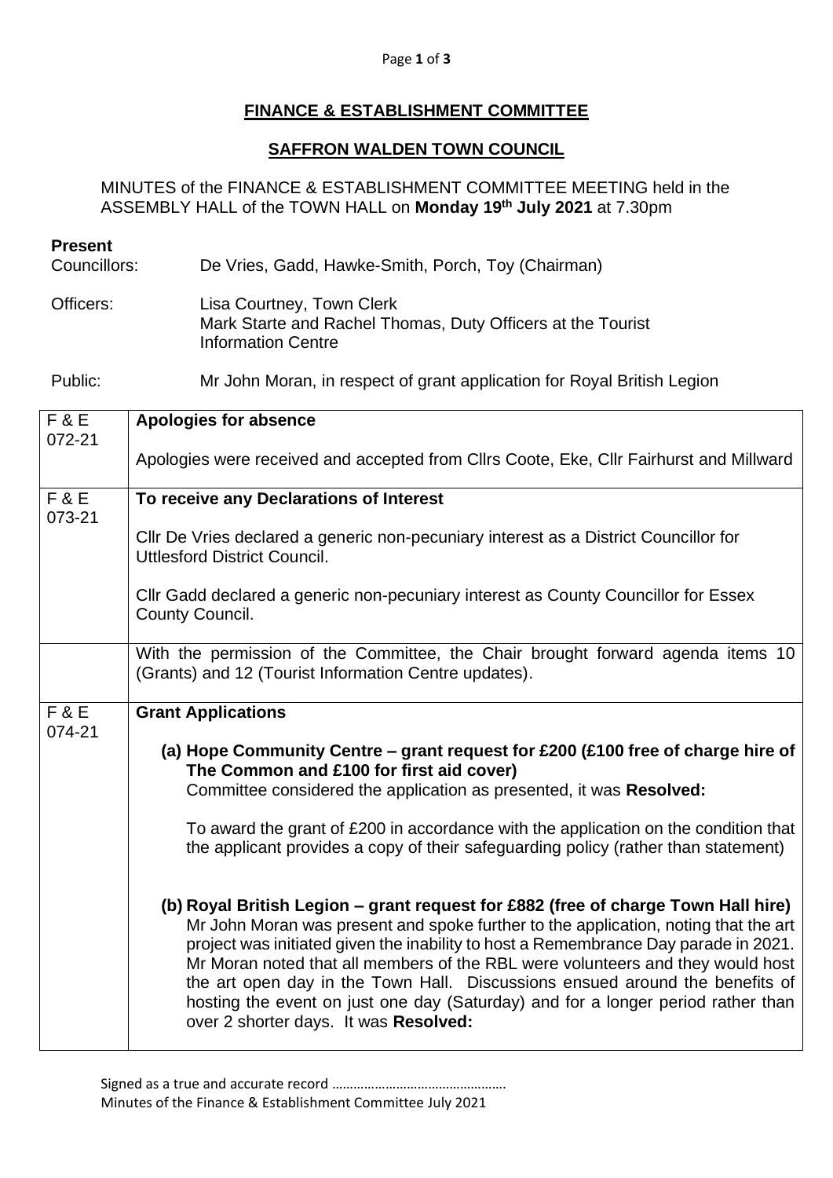# FINANCE & ESTABLISHMENT COMMITTEE

## SAFFRON WALDEN TOWN COUNCIL

MINUTES of the FINANCE & ESTABLISHMENT COMMITTEE MEETING held in the ASSEMBLY HALL of the TOWN HALL on **Monday 19th July 2021** at 7.30pm

**Present**

Councillors: De Vries, Gadd, Hawke-Smith, Porch, Toy (Chairman)

Officers: Lisa Courtney, Town Clerk
Mark Starte and Rachel Thomas, Duty Officers at the Tourist Information Centre

Public: Mr John Moran, in respect of grant application for Royal British Legion

| | |
|---|---|
| F & E 072-21 | **Apologies for absence**<br><br>Apologies were received and accepted from Cllrs Coote, Eke, Cllr Fairhurst and Millward |
| F & E 073-21 | **To receive any Declarations of Interest**<br><br>Cllr De Vries declared a generic non-pecuniary interest as a District Councillor for Uttlesford District Council.<br><br>Cllr Gadd declared a generic non-pecuniary interest as County Councillor for Essex County Council. |
| | With the permission of the Committee, the Chair brought forward agenda items 10 (Grants) and 12 (Tourist Information Centre updates). |
| F & E 074-21 | **Grant Applications**<br><br>**(a) Hope Community Centre – grant request for £200 (£100 free of charge hire of The Common and £100 for first aid cover)**<br>Committee considered the application as presented, it was **Resolved:**<br><br>To award the grant of £200 in accordance with the application on the condition that the applicant provides a copy of their safeguarding policy (rather than statement)<br><br>**(b) Royal British Legion – grant request for £882 (free of charge Town Hall hire)**<br>Mr John Moran was present and spoke further to the application, noting that the art project was initiated given the inability to host a Remembrance Day parade in 2021. Mr Moran noted that all members of the RBL were volunteers and they would host the art open day in the Town Hall. Discussions ensued around the benefits of hosting the event on just one day (Saturday) and for a longer period rather than over 2 shorter days. It was **Resolved:** |

Signed as a true and accurate record ………………………………………….
Minutes of the Finance & Establishment Committee July 2021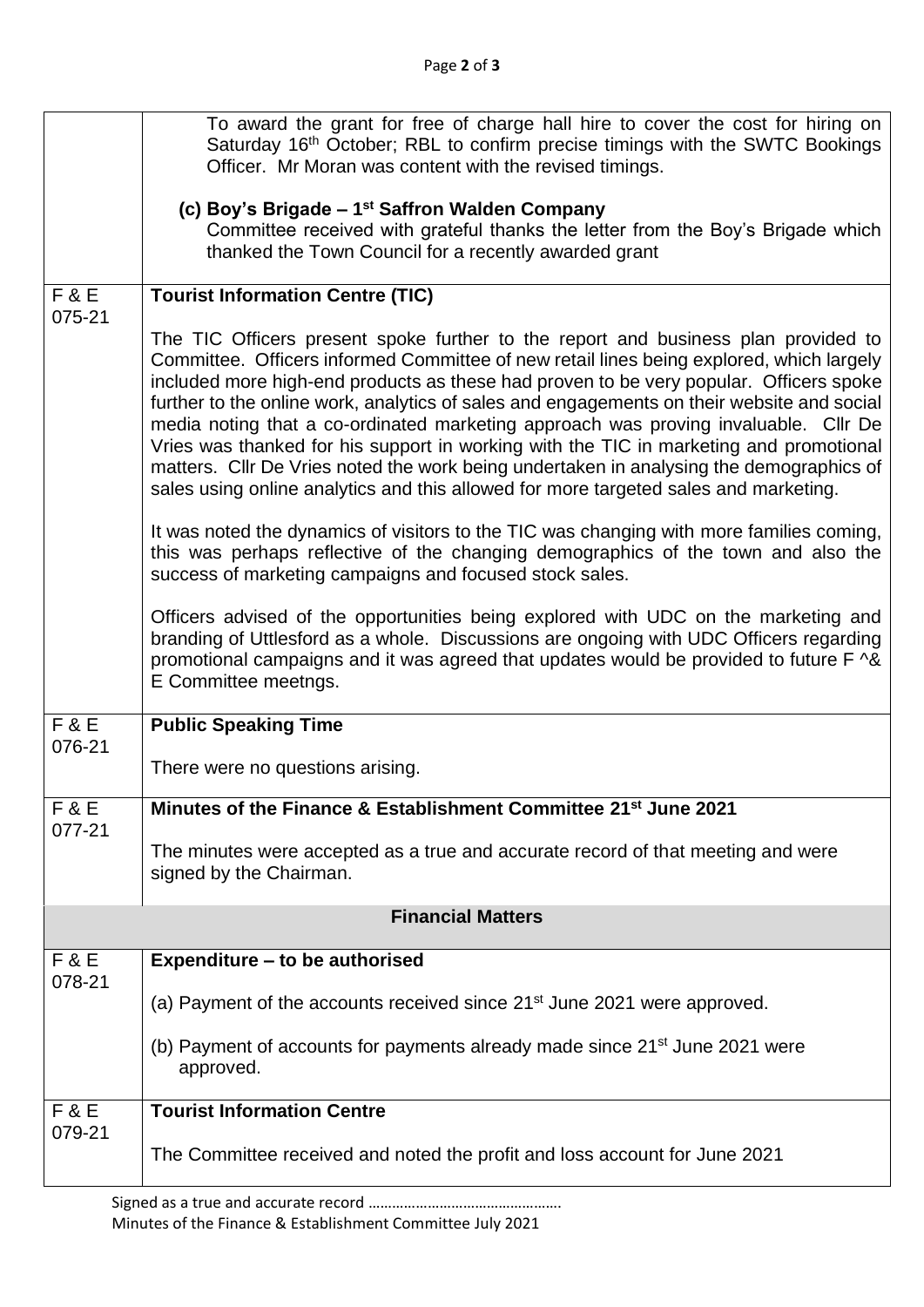| | |
|---|---|
| | To award the grant for free of charge hall hire to cover the cost for hiring on Saturday 16th October; RBL to confirm precise timings with the SWTC Bookings Officer. Mr Moran was content with the revised timings.<br><br>**(c) Boy's Brigade – 1st Saffron Walden Company**<br>Committee received with grateful thanks the letter from the Boy's Brigade which thanked the Town Council for a recently awarded grant |
| F & E 075-21 | **Tourist Information Centre (TIC)**<br><br>The TIC Officers present spoke further to the report and business plan provided to Committee. Officers informed Committee of new retail lines being explored, which largely included more high-end products as these had proven to be very popular. Officers spoke further to the online work, analytics of sales and engagements on their website and social media noting that a co-ordinated marketing approach was proving invaluable. Cllr De Vries was thanked for his support in working with the TIC in marketing and promotional matters. Cllr De Vries noted the work being undertaken in analysing the demographics of sales using online analytics and this allowed for more targeted sales and marketing.<br><br>It was noted the dynamics of visitors to the TIC was changing with more families coming, this was perhaps reflective of the changing demographics of the town and also the success of marketing campaigns and focused stock sales.<br><br>Officers advised of the opportunities being explored with UDC on the marketing and branding of Uttlesford as a whole. Discussions are ongoing with UDC Officers regarding promotional campaigns and it was agreed that updates would be provided to future F ^& E Committee meetngs. |
| F & E 076-21 | **Public Speaking Time**<br><br>There were no questions arising. |
| F & E 077-21 | **Minutes of the Finance & Establishment Committee 21st June 2021**<br><br>The minutes were accepted as a true and accurate record of that meeting and were signed by the Chairman. |
| | **Financial Matters** |
| F & E 078-21 | **Expenditure – to be authorised**<br><br>(a) Payment of the accounts received since 21st June 2021 were approved.<br><br>(b) Payment of accounts for payments already made since 21st June 2021 were approved. |
| F & E 079-21 | **Tourist Information Centre**<br><br>The Committee received and noted the profit and loss account for June 2021 |

Signed as a true and accurate record ………………………………………….

Minutes of the Finance & Establishment Committee July 2021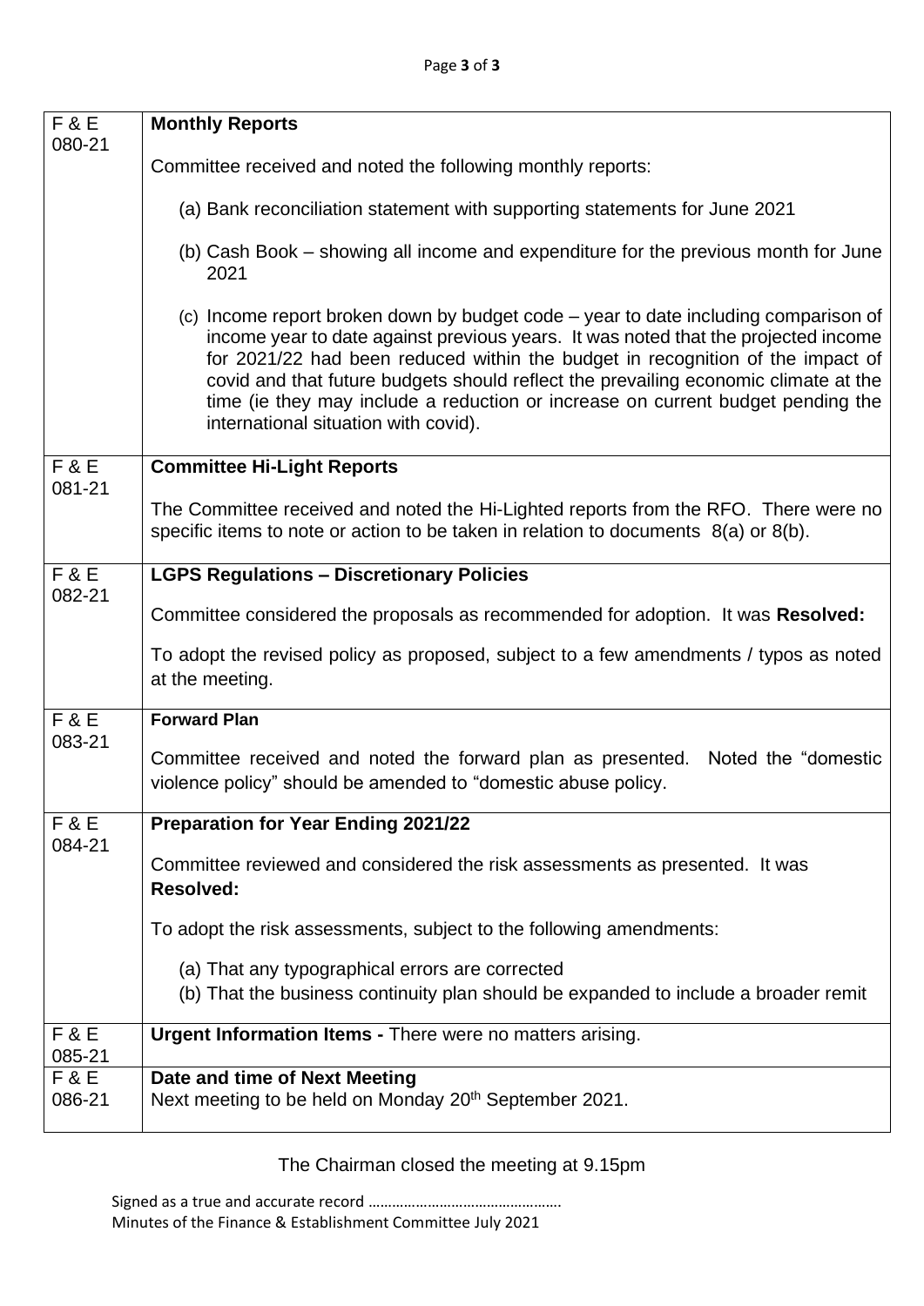| | |
|---|---|
| F & E 080-21 | **Monthly Reports**<br><br>Committee received and noted the following monthly reports:<br><br>(a) Bank reconciliation statement with supporting statements for June 2021<br><br>(b) Cash Book – showing all income and expenditure for the previous month for June 2021<br><br>(c) Income report broken down by budget code – year to date including comparison of income year to date against previous years. It was noted that the projected income for 2021/22 had been reduced within the budget in recognition of the impact of covid and that future budgets should reflect the prevailing economic climate at the time (ie they may include a reduction or increase on current budget pending the international situation with covid). |
| F & E 081-21 | **Committee Hi-Light Reports**<br><br>The Committee received and noted the Hi-Lighted reports from the RFO. There were no specific items to note or action to be taken in relation to documents 8(a) or 8(b). |
| F & E 082-21 | **LGPS Regulations – Discretionary Policies**<br><br>Committee considered the proposals as recommended for adoption. It was **Resolved:**<br><br>To adopt the revised policy as proposed, subject to a few amendments / typos as noted at the meeting. |
| F & E 083-21 | **Forward Plan**<br><br>Committee received and noted the forward plan as presented. Noted the "domestic violence policy" should be amended to "domestic abuse policy. |
| F & E 084-21 | **Preparation for Year Ending 2021/22**<br><br>Committee reviewed and considered the risk assessments as presented. It was **Resolved:**<br><br>To adopt the risk assessments, subject to the following amendments:<br><br>(a) That any typographical errors are corrected<br>(b) That the business continuity plan should be expanded to include a broader remit |
| F & E 085-21 | **Urgent Information Items -** There were no matters arising. |
| F & E 086-21 | **Date and time of Next Meeting**<br>Next meeting to be held on Monday 20th September 2021. |

The Chairman closed the meeting at 9.15pm

Signed as a true and accurate record ………………………………………….
Minutes of the Finance & Establishment Committee July 2021